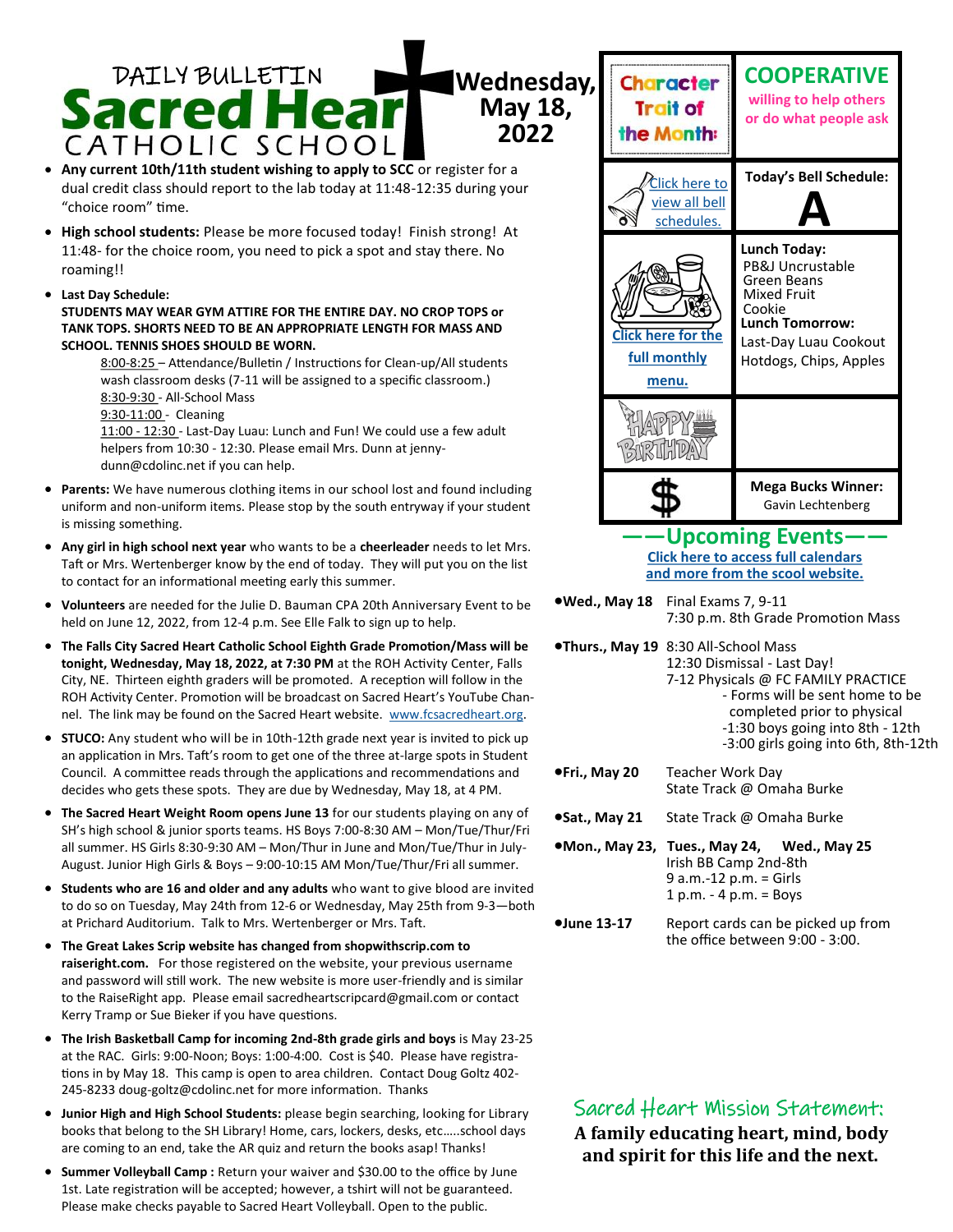# DAILY BULLETIN Sacred Heart CATHOLIC SCHOOL

**Wednesday, May 18, 2022**

- **Any current 10th/11th student wishing to apply to SCC** or register for a dual credit class should report to the lab today at 11:48-12:35 during your "choice room" time.
- **High school students:** Please be more focused today! Finish strong! At 11:48- for the choice room, you need to pick a spot and stay there. No roaming!!
- **Last Day Schedule:**
  **STUDENTS MAY WEAR GYM ATTIRE FOR THE ENTIRE DAY. NO CROP TOPS or TANK TOPS. SHORTS NEED TO BE AN APPROPRIATE LENGTH FOR MASS AND SCHOOL. TENNIS SHOES SHOULD BE WORN.**
  - 8:00-8:25 – Attendance/Bulletin / Instructions for Clean-up/All students wash classroom desks (7-11 will be assigned to a specific classroom.)
  - 8:30-9:30 - All-School Mass
  - 9:30-11:00 - Cleaning
  - 11:00 - 12:30 - Last-Day Luau: Lunch and Fun! We could use a few adult helpers from 10:30 - 12:30. Please email Mrs. Dunn at jenny-dunn@cdolinc.net if you can help.
- **Parents:** We have numerous clothing items in our school lost and found including uniform and non-uniform items. Please stop by the south entryway if your student is missing something.
- **Any girl in high school next year** who wants to be a **cheerleader** needs to let Mrs. Taft or Mrs. Wertenberger know by the end of today. They will put you on the list to contact for an informational meeting early this summer.
- **Volunteers** are needed for the Julie D. Bauman CPA 20th Anniversary Event to be held on June 12, 2022, from 12-4 p.m. See Elle Falk to sign up to help.
- **The Falls City Sacred Heart Catholic School Eighth Grade Promotion/Mass will be tonight, Wednesday, May 18, 2022, at 7:30 PM** at the ROH Activity Center, Falls City, NE. Thirteen eighth graders will be promoted. A reception will follow in the ROH Activity Center. Promotion will be broadcast on Sacred Heart's YouTube Channel. The link may be found on the Sacred Heart website. www.fcsacredheart.org.
- **STUCO:** Any student who will be in 10th-12th grade next year is invited to pick up an application in Mrs. Taft's room to get one of the three at-large spots in Student Council. A committee reads through the applications and recommendations and decides who gets these spots. They are due by Wednesday, May 18, at 4 PM.
- **The Sacred Heart Weight Room opens June 13** for our students playing on any of SH's high school & junior sports teams. HS Boys 7:00-8:30 AM – Mon/Tue/Thur/Fri all summer. HS Girls 8:30-9:30 AM – Mon/Thur in June and Mon/Tue/Thur in July-August. Junior High Girls & Boys – 9:00-10:15 AM Mon/Tue/Thur/Fri all summer.
- **Students who are 16 and older and any adults** who want to give blood are invited to do so on Tuesday, May 24th from 12-6 or Wednesday, May 25th from 9-3—both at Prichard Auditorium. Talk to Mrs. Wertenberger or Mrs. Taft.
- **The Great Lakes Scrip website has changed from shopwithscrip.com to raiseright.com.** For those registered on the website, your previous username and password will still work. The new website is more user-friendly and is similar to the RaiseRight app. Please email sacredheartscripcard@gmail.com or contact Kerry Tramp or Sue Bieker if you have questions.
- **The Irish Basketball Camp for incoming 2nd-8th grade girls and boys** is May 23-25 at the RAC. Girls: 9:00-Noon; Boys: 1:00-4:00. Cost is $40. Please have registrations in by May 18. This camp is open to area children. Contact Doug Goltz 402-245-8233 doug-goltz@cdolinc.net for more information. Thanks
- **Junior High and High School Students:** please begin searching, looking for Library books that belong to the SH Library! Home, cars, lockers, desks, etc…..school days are coming to an end, take the AR quiz and return the books asap! Thanks!
- **Summer Volleyball Camp :** Return your waiver and $30.00 to the office by June 1st. Late registration will be accepted; however, a tshirt will not be guaranteed. Please make checks payable to Sacred Heart Volleyball. Open to the public.

| | |
|---|---|
| Character Trait of the Month: | **COOPERATIVE** willing to help others or do what people ask |
| Click here to view all bell schedules. | **Today's Bell Schedule:** **A** |
| Click here for the full monthly menu. | **Lunch Today:** PB&J Uncrustable, Green Beans, Mixed Fruit, Cookie **Lunch Tomorrow:** Last-Day Luau Cookout Hotdogs, Chips, Apples |
| HAPPY BIRTHDAY | |
| $ | **Mega Bucks Winner:** Gavin Lechtenberg |

## ——Upcoming Events——

Click here to access full calendars and more from the scool website.

- **Wed., May 18** — Final Exams 7, 9-11; 7:30 p.m. 8th Grade Promotion Mass
- **Thurs., May 19** — 8:30 All-School Mass; 12:30 Dismissal - Last Day!; 7-12 Physicals @ FC FAMILY PRACTICE
  - Forms will be sent home to be completed prior to physical
  - 1:30 boys going into 8th - 12th
  - 3:00 girls going into 6th, 8th-12th
- **Fri., May 20** — Teacher Work Day; State Track @ Omaha Burke
- **Sat., May 21** — State Track @ Omaha Burke
- **Mon., May 23, Tues., May 24, Wed., May 25** — Irish BB Camp 2nd-8th; 9 a.m.-12 p.m. = Girls; 1 p.m. - 4 p.m. = Boys
- **June 13-17** — Report cards can be picked up from the office between 9:00 - 3:00.

## Sacred Heart Mission Statement:

**A family educating heart, mind, body and spirit for this life and the next.**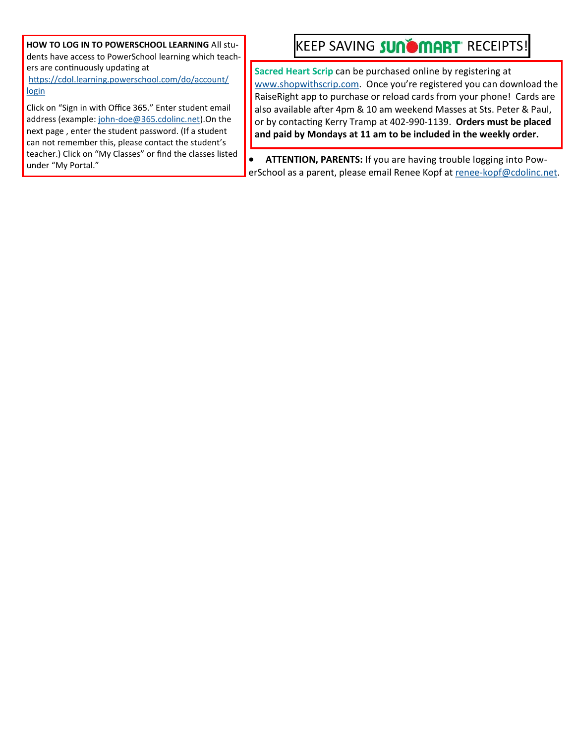**HOW TO LOG IN TO POWERSCHOOL LEARNING** All students have access to PowerSchool learning which teachers are continuously updating at https://cdol.learning.powerschool.com/do/account/login

Click on "Sign in with Office 365." Enter student email address (example: john-doe@365.cdolinc.net).On the next page , enter the student password. (If a student can not remember this, please contact the student's teacher.) Click on "My Classes" or find the classes listed under "My Portal."

## KEEP SAVING SUN MART RECEIPTS!

**Sacred Heart Scrip** can be purchased online by registering at www.shopwithscrip.com. Once you're registered you can download the RaiseRight app to purchase or reload cards from your phone! Cards are also available after 4pm & 10 am weekend Masses at Sts. Peter & Paul, or by contacting Kerry Tramp at 402-990-1139. **Orders must be placed and paid by Mondays at 11 am to be included in the weekly order.**

- **ATTENTION, PARENTS:** If you are having trouble logging into PowerSchool as a parent, please email Renee Kopf at renee-kopf@cdolinc.net.